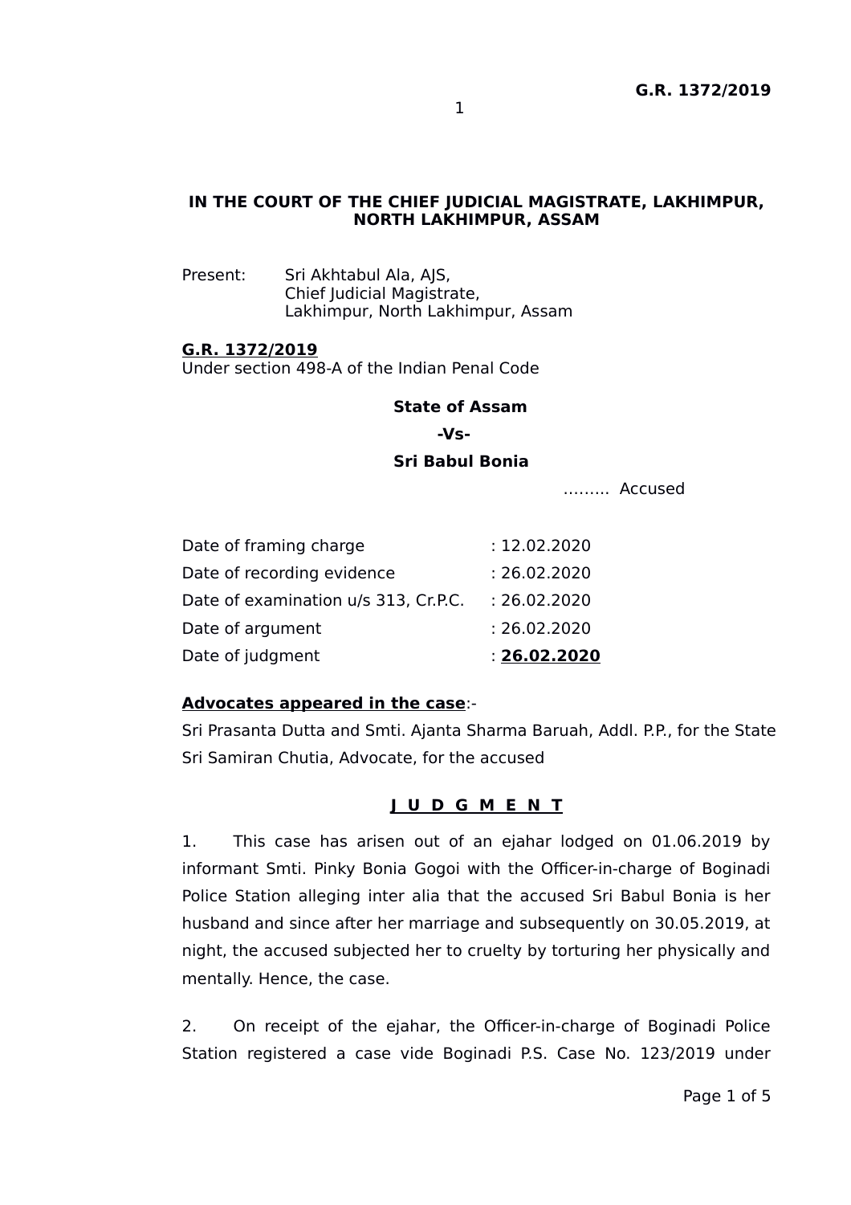**IN THE COURT OF THE CHIEF JUDICIAL MAGISTRATE, LAKHIMPUR, NORTH LAKHIMPUR, ASSAM**

Present: Sri Akhtabul Ala, AJS,
Chief Judicial Magistrate,
Lakhimpur, North Lakhimpur, Assam

**G.R. 1372/2019**
Under section 498-A of the Indian Penal Code

**State of Assam**

**-Vs-**

**Sri Babul Bonia**

……… Accused

| | |
|---|---|
| Date of framing charge | : 12.02.2020 |
| Date of recording evidence | : 26.02.2020 |
| Date of examination u/s 313, Cr.P.C. | : 26.02.2020 |
| Date of argument | : 26.02.2020 |
| Date of judgment | : **26.02.2020** |

**Advocates appeared in the case**:-

Sri Prasanta Dutta and Smti. Ajanta Sharma Baruah, Addl. P.P., for the State

Sri Samiran Chutia, Advocate, for the accused

**J U D G M E N T**

1. This case has arisen out of an ejahar lodged on 01.06.2019 by informant Smti. Pinky Bonia Gogoi with the Officer-in-charge of Boginadi Police Station alleging inter alia that the accused Sri Babul Bonia is her husband and since after her marriage and subsequently on 30.05.2019, at night, the accused subjected her to cruelty by torturing her physically and mentally. Hence, the case.

2. On receipt of the ejahar, the Officer-in-charge of Boginadi Police Station registered a case vide Boginadi P.S. Case No. 123/2019 under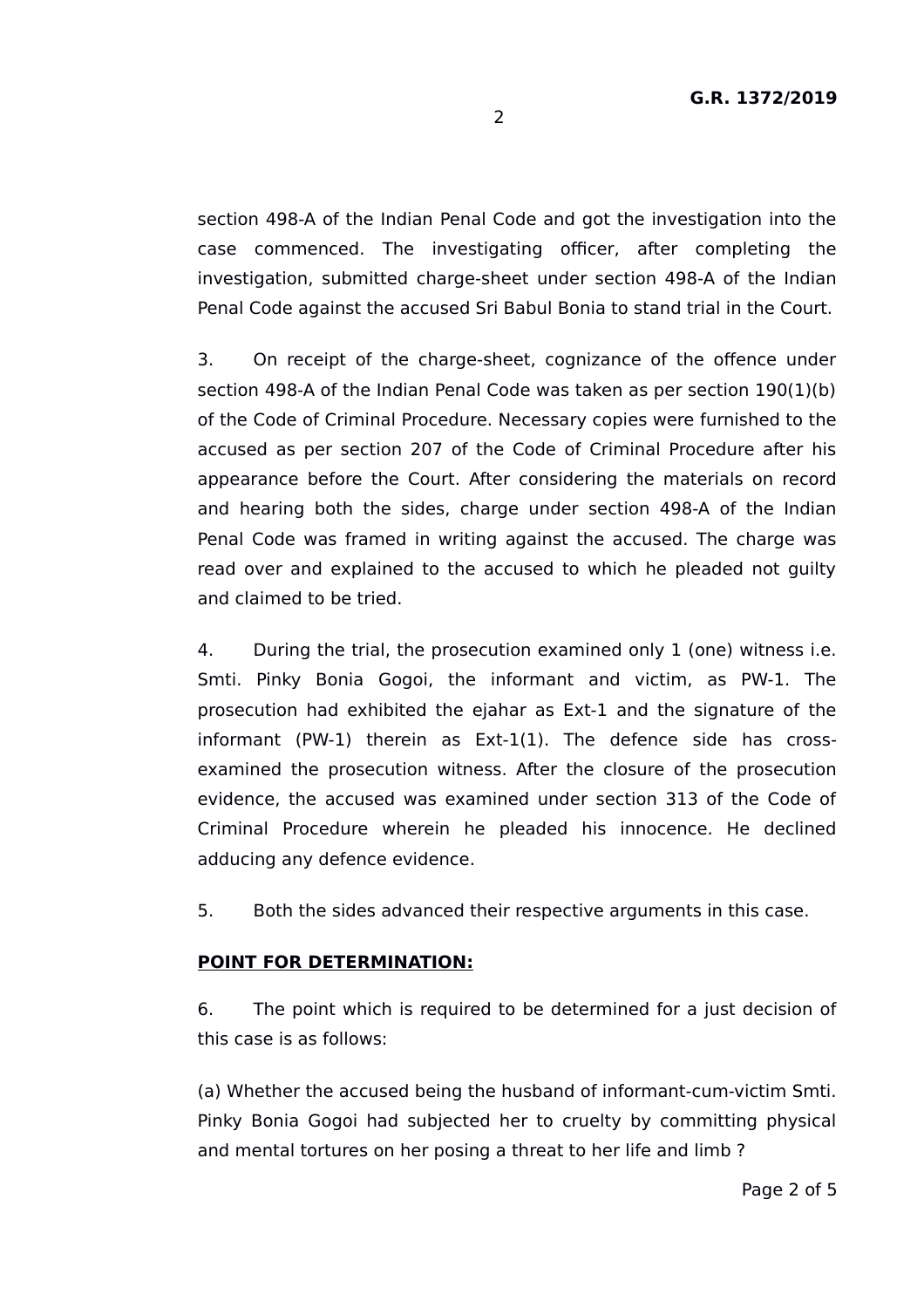section 498-A of the Indian Penal Code and got the investigation into the case commenced. The investigating officer, after completing the investigation, submitted charge-sheet under section 498-A of the Indian Penal Code against the accused Sri Babul Bonia to stand trial in the Court.

3. On receipt of the charge-sheet, cognizance of the offence under section 498-A of the Indian Penal Code was taken as per section 190(1)(b) of the Code of Criminal Procedure. Necessary copies were furnished to the accused as per section 207 of the Code of Criminal Procedure after his appearance before the Court. After considering the materials on record and hearing both the sides, charge under section 498-A of the Indian Penal Code was framed in writing against the accused. The charge was read over and explained to the accused to which he pleaded not guilty and claimed to be tried.

4. During the trial, the prosecution examined only 1 (one) witness i.e. Smti. Pinky Bonia Gogoi, the informant and victim, as PW-1. The prosecution had exhibited the ejahar as Ext-1 and the signature of the informant (PW-1) therein as Ext-1(1). The defence side has cross-examined the prosecution witness. After the closure of the prosecution evidence, the accused was examined under section 313 of the Code of Criminal Procedure wherein he pleaded his innocence. He declined adducing any defence evidence.

5. Both the sides advanced their respective arguments in this case.

**POINT FOR DETERMINATION:**

6. The point which is required to be determined for a just decision of this case is as follows:

(a) Whether the accused being the husband of informant-cum-victim Smti. Pinky Bonia Gogoi had subjected her to cruelty by committing physical and mental tortures on her posing a threat to her life and limb ?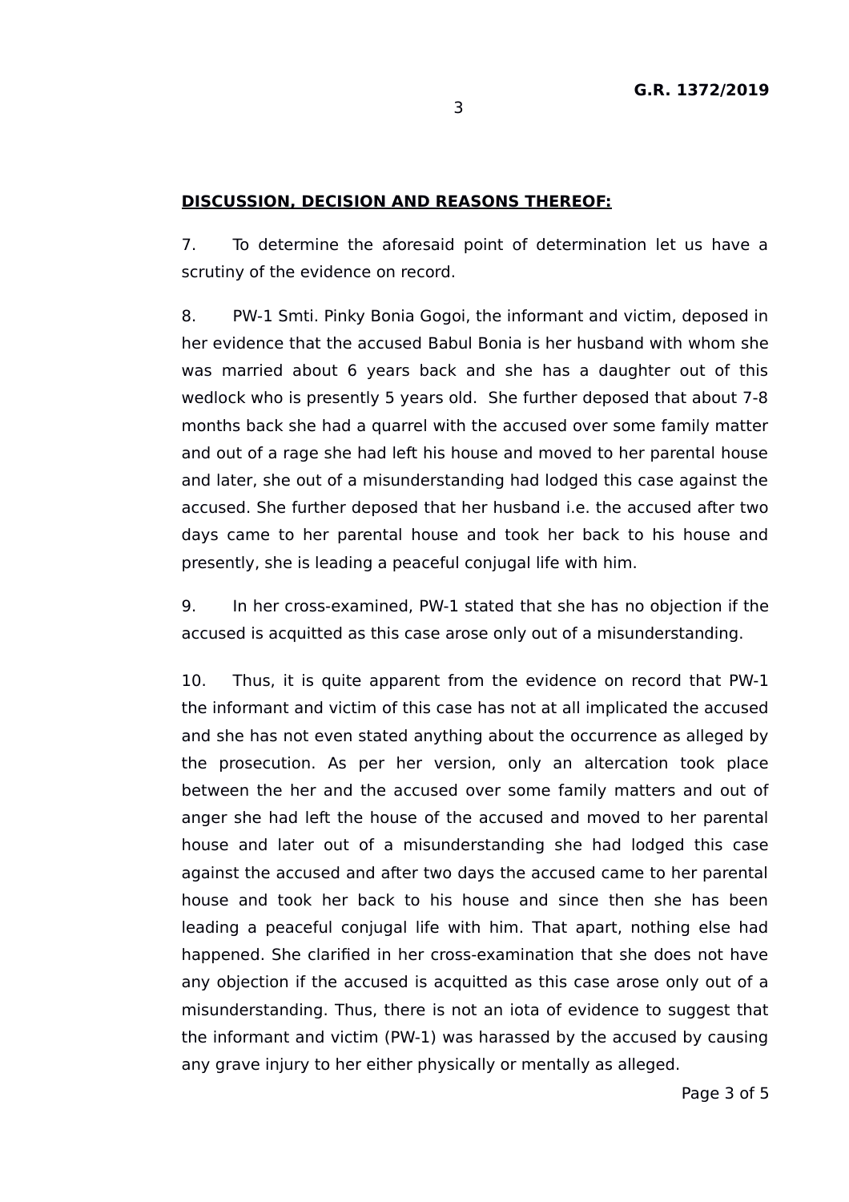## **DISCUSSION, DECISION AND REASONS THEREOF:**

7. To determine the aforesaid point of determination let us have a scrutiny of the evidence on record.

8. PW-1 Smti. Pinky Bonia Gogoi, the informant and victim, deposed in her evidence that the accused Babul Bonia is her husband with whom she was married about 6 years back and she has a daughter out of this wedlock who is presently 5 years old. She further deposed that about 7-8 months back she had a quarrel with the accused over some family matter and out of a rage she had left his house and moved to her parental house and later, she out of a misunderstanding had lodged this case against the accused. She further deposed that her husband i.e. the accused after two days came to her parental house and took her back to his house and presently, she is leading a peaceful conjugal life with him.

9. In her cross-examined, PW-1 stated that she has no objection if the accused is acquitted as this case arose only out of a misunderstanding.

10. Thus, it is quite apparent from the evidence on record that PW-1 the informant and victim of this case has not at all implicated the accused and she has not even stated anything about the occurrence as alleged by the prosecution. As per her version, only an altercation took place between the her and the accused over some family matters and out of anger she had left the house of the accused and moved to her parental house and later out of a misunderstanding she had lodged this case against the accused and after two days the accused came to her parental house and took her back to his house and since then she has been leading a peaceful conjugal life with him. That apart, nothing else had happened. She clarified in her cross-examination that she does not have any objection if the accused is acquitted as this case arose only out of a misunderstanding. Thus, there is not an iota of evidence to suggest that the informant and victim (PW-1) was harassed by the accused by causing any grave injury to her either physically or mentally as alleged.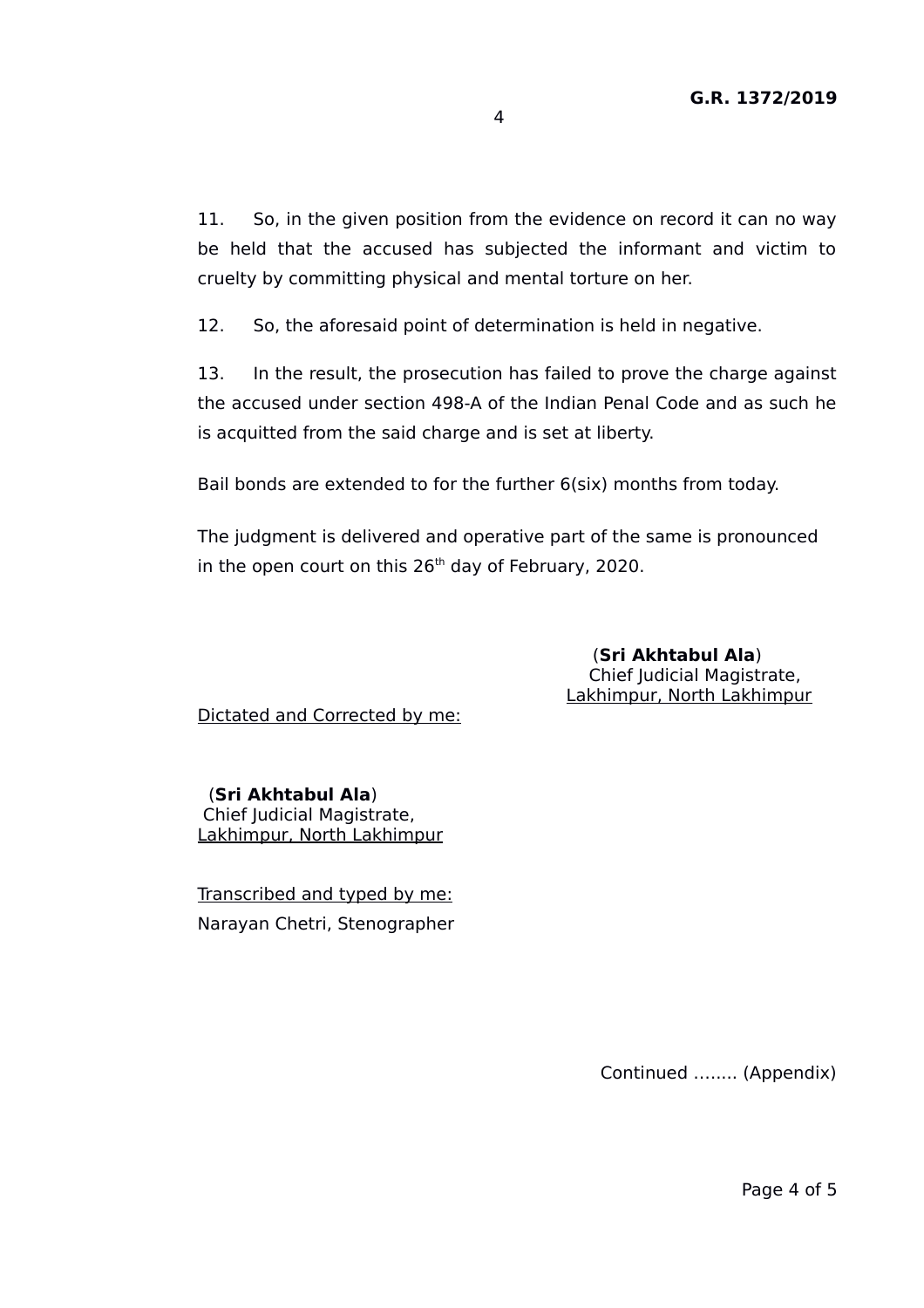11. So, in the given position from the evidence on record it can no way be held that the accused has subjected the informant and victim to cruelty by committing physical and mental torture on her.

12. So, the aforesaid point of determination is held in negative.

13. In the result, the prosecution has failed to prove the charge against the accused under section 498-A of the Indian Penal Code and as such he is acquitted from the said charge and is set at liberty.

Bail bonds are extended to for the further 6(six) months from today.

The judgment is delivered and operative part of the same is pronounced in the open court on this 26th day of February, 2020.

(**Sri Akhtabul Ala**)
Chief Judicial Magistrate,
Lakhimpur, North Lakhimpur

Dictated and Corrected by me:

(**Sri Akhtabul Ala**)
Chief Judicial Magistrate,
Lakhimpur, North Lakhimpur

Transcribed and typed by me:
Narayan Chetri, Stenographer

Continued ........ (Appendix)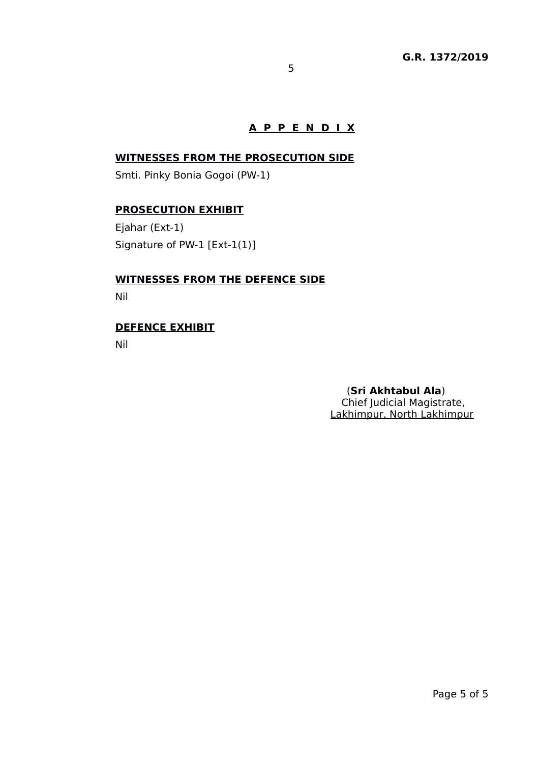# **A P P E N D I X**

## **WITNESSES FROM THE PROSECUTION SIDE**

Smti. Pinky Bonia Gogoi (PW-1)

## **PROSECUTION EXHIBIT**

Ejahar (Ext-1)

Signature of PW-1 [Ext-1(1)]

## **WITNESSES FROM THE DEFENCE SIDE**

Nil

## **DEFENCE EXHIBIT**

Nil

(**Sri Akhtabul Ala**)
Chief Judicial Magistrate,
Lakhimpur, North Lakhimpur